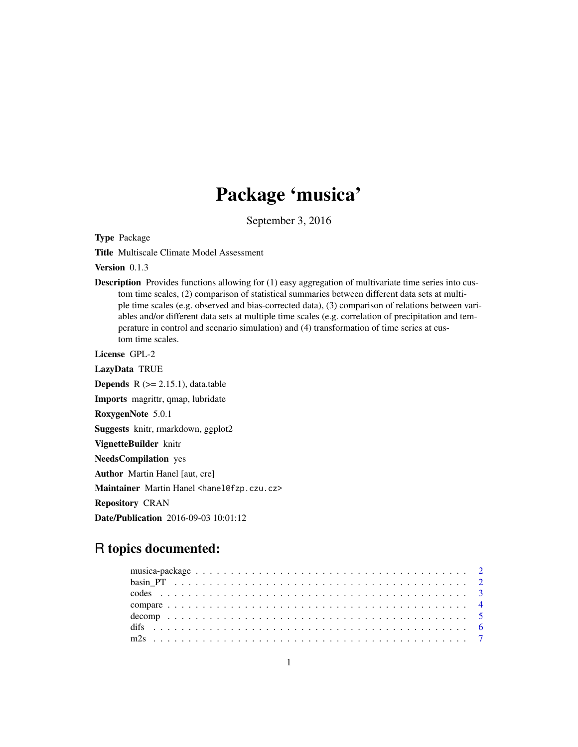# Package 'musica'

September 3, 2016

**Type** Package

**Title** Multiscale Climate Model Assessment

**Version** 0.1.3

**Description** Provides functions allowing for (1) easy aggregation of multivariate time series into custom time scales, (2) comparison of statistical summaries between different data sets at multiple time scales (e.g. observed and bias-corrected data), (3) comparison of relations between variables and/or different data sets at multiple time scales (e.g. correlation of precipitation and temperature in control and scenario simulation) and (4) transformation of time series at custom time scales.

**License** GPL-2

**LazyData** TRUE

**Depends** R (>= 2.15.1), data.table

**Imports** magrittr, qmap, lubridate

**RoxygenNote** 5.0.1

**Suggests** knitr, rmarkdown, ggplot2

**VignetteBuilder** knitr

**NeedsCompilation** yes

**Author** Martin Hanel [aut, cre]

**Maintainer** Martin Hanel <hanel@fzp.czu.cz>

**Repository** CRAN

**Date/Publication** 2016-09-03 10:01:12

## R topics documented:

- musica-package . . . . . . . . . . . . . . . . . . . . . . . . . . . . . . . . . . . . . . . 2
- basin_PT . . . . . . . . . . . . . . . . . . . . . . . . . . . . . . . . . . . . . . . . . . . 2
- codes . . . . . . . . . . . . . . . . . . . . . . . . . . . . . . . . . . . . . . . . . . . . . 3
- compare . . . . . . . . . . . . . . . . . . . . . . . . . . . . . . . . . . . . . . . . . . . . 4
- decomp . . . . . . . . . . . . . . . . . . . . . . . . . . . . . . . . . . . . . . . . . . . . 5
- difs . . . . . . . . . . . . . . . . . . . . . . . . . . . . . . . . . . . . . . . . . . . . . . 6
- m2s . . . . . . . . . . . . . . . . . . . . . . . . . . . . . . . . . . . . . . . . . . . . . . 7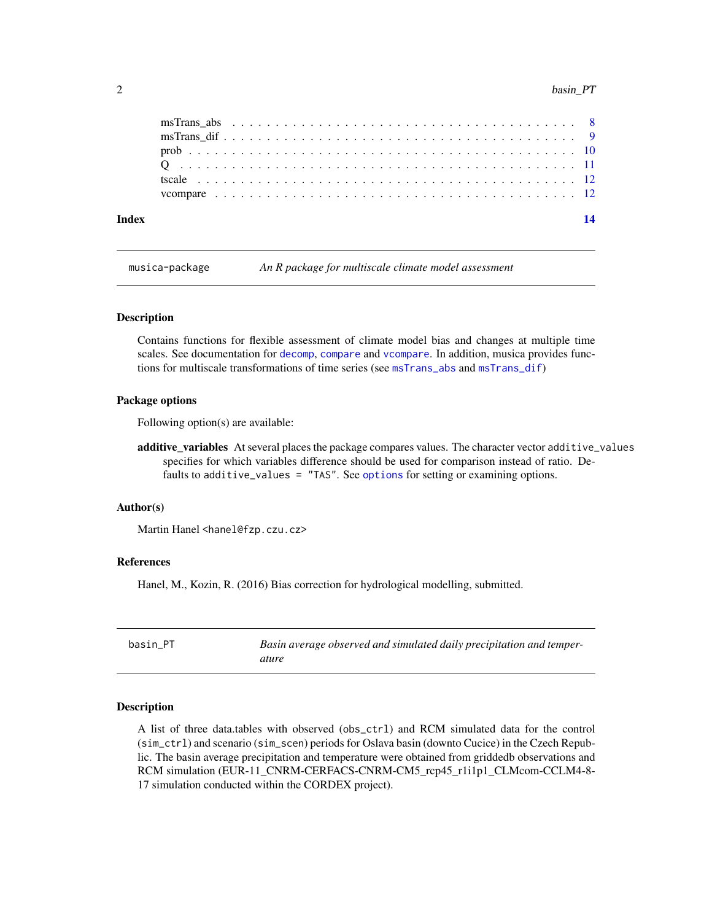msTrans_abs . . . . . . . . . . . . . . . . . . . . . . . . . . . . . . . . . . 8
msTrans_dif . . . . . . . . . . . . . . . . . . . . . . . . . . . . . . . . . . 9
prob . . . . . . . . . . . . . . . . . . . . . . . . . . . . . . . . . . . . . 10
Q . . . . . . . . . . . . . . . . . . . . . . . . . . . . . . . . . . . . . . 11
tscale . . . . . . . . . . . . . . . . . . . . . . . . . . . . . . . . . . . . 12
vcompare . . . . . . . . . . . . . . . . . . . . . . . . . . . . . . . . . . . 12

**Index** **14**

---

## musica-package — *An R package for multiscale climate model assessment*

---

### Description

Contains functions for flexible assessment of climate model bias and changes at multiple time scales. See documentation for `decomp`, `compare` and `vcompare`. In addition, musica provides functions for multiscale transformations of time series (see `msTrans_abs` and `msTrans_dif`)

### Package options

Following option(s) are available:

**additive_variables** At several places the package compares values. The character vector `additive_values` specifies for which variables difference should be used for comparison instead of ratio. Defaults to `additive_values = "TAS"`. See `options` for setting or examining options.

### Author(s)

Martin Hanel <`hanel@fzp.czu.cz`>

### References

Hanel, M., Kozin, R. (2016) Bias correction for hydrological modelling, submitted.

---

## basin_PT — *Basin average observed and simulated daily precipitation and temperature*

---

### Description

A list of three data.tables with observed (`obs_ctrl`) and RCM simulated data for the control (`sim_ctrl`) and scenario (`sim_scen`) periods for Oslava basin (downto Cucice) in the Czech Republic. The basin average precipitation and temperature were obtained from griddedb observations and RCM simulation (EUR-11_CNRM-CERFACS-CNRM-CM5_rcp45_r1i1p1_CLMcom-CCLM4-8-17 simulation conducted within the CORDEX project).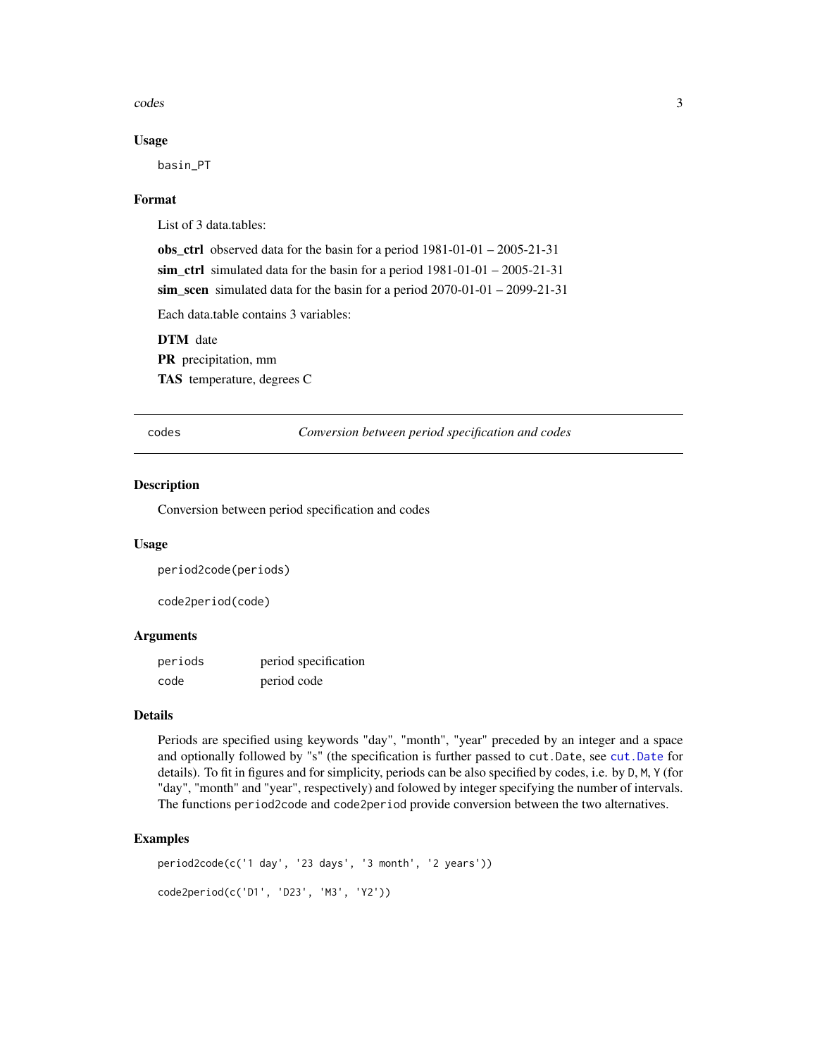### Usage

```
basin_PT
```

### Format

List of 3 data.tables:

**obs_ctrl** observed data for the basin for a period 1981-01-01 – 2005-21-31

**sim_ctrl** simulated data for the basin for a period 1981-01-01 – 2005-21-31

**sim_scen** simulated data for the basin for a period 2070-01-01 – 2099-21-31

Each data.table contains 3 variables:

**DTM** date

**PR** precipitation, mm

**TAS** temperature, degrees C

---

## codes — *Conversion between period specification and codes*

### Description

Conversion between period specification and codes

### Usage

```
period2code(periods)

code2period(code)
```

### Arguments

| | |
|---|---|
| `periods` | period specification |
| `code` | period code |

### Details

Periods are specified using keywords "day", "month", "year" preceded by an integer and a space and optionally followed by "s" (the specification is further passed to `cut.Date`, see `cut.Date` for details). To fit in figures and for simplicity, periods can be also specified by codes, i.e. by `D`, `M`, `Y` (for "day", "month" and "year", respectively) and folowed by integer specifying the number of intervals. The functions `period2code` and `code2period` provide conversion between the two alternatives.

### Examples

```
period2code(c('1 day', '23 days', '3 month', '2 years'))

code2period(c('D1', 'D23', 'M3', 'Y2'))
```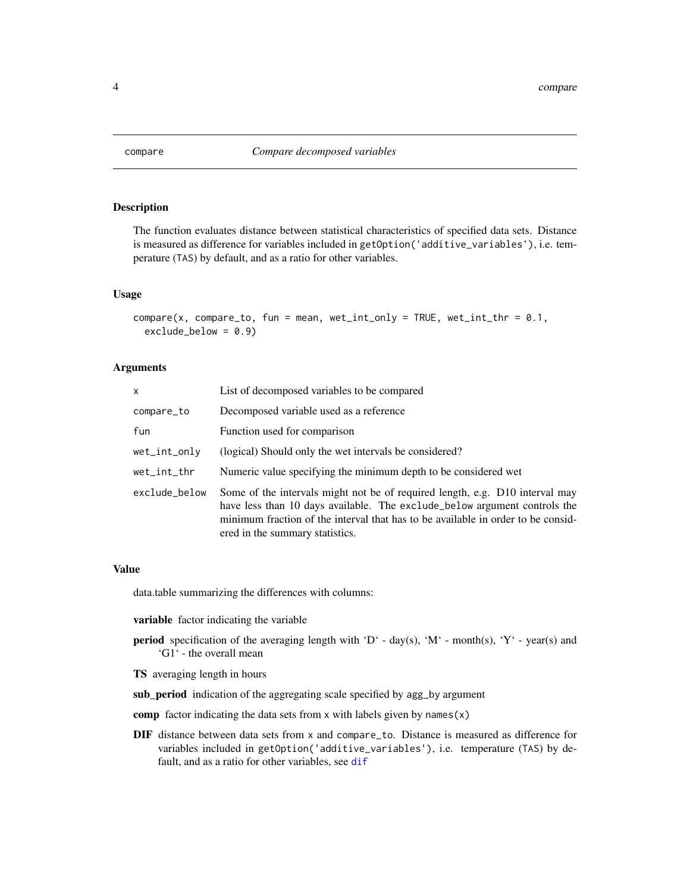compare *Compare decomposed variables*

## Description

The function evaluates distance between statistical characteristics of specified data sets. Distance is measured as difference for variables included in `getOption('additive_variables')`, i.e. temperature (`TAS`) by default, and as a ratio for other variables.

## Usage

```
compare(x, compare_to, fun = mean, wet_int_only = TRUE, wet_int_thr = 0.1,
  exclude_below = 0.9)
```

## Arguments

| | |
|---|---|
| `x` | List of decomposed variables to be compared |
| `compare_to` | Decomposed variable used as a reference |
| `fun` | Function used for comparison |
| `wet_int_only` | (logical) Should only the wet intervals be considered? |
| `wet_int_thr` | Numeric value specifying the minimum depth to be considered wet |
| `exclude_below` | Some of the intervals might not be of required length, e.g. D10 interval may have less than 10 days available. The `exclude_below` argument controls the minimum fraction of the interval that has to be available in order to be considered in the summary statistics. |

## Value

data.table summarizing the differences with columns:

**variable** factor indicating the variable

**period** specification of the averaging length with 'D' - day(s), 'M' - month(s), 'Y' - year(s) and 'G1' - the overall mean

**TS** averaging length in hours

**sub_period** indication of the aggregating scale specified by `agg_by` argument

**comp** factor indicating the data sets from `x` with labels given by `names(x)`

**DIF** distance between data sets from `x` and `compare_to`. Distance is measured as difference for variables included in `getOption('additive_variables')`, i.e. temperature (`TAS`) by default, and as a ratio for other variables, see `dif`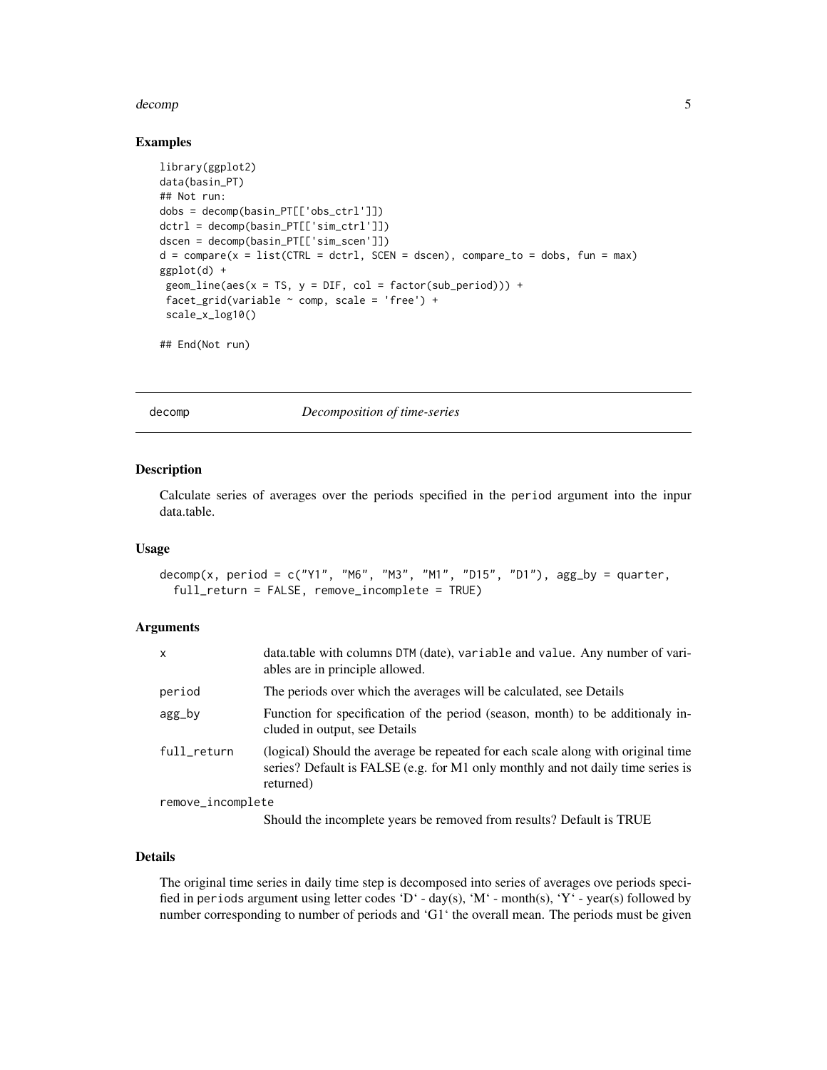### Examples

```
library(ggplot2)
data(basin_PT)
## Not run:
dobs = decomp(basin_PT[['obs_ctrl']])
dctrl = decomp(basin_PT[['sim_ctrl']])
dscen = decomp(basin_PT[['sim_scen']])
d = compare(x = list(CTRL = dctrl, SCEN = dscen), compare_to = dobs, fun = max)
ggplot(d) +
 geom_line(aes(x = TS, y = DIF, col = factor(sub_period))) +
 facet_grid(variable ~ comp, scale = 'free') +
 scale_x_log10()

## End(Not run)
```

---

## decomp *Decomposition of time-series*

### Description

Calculate series of averages over the periods specified in the `period` argument into the inpur data.table.

### Usage

```
decomp(x, period = c("Y1", "M6", "M3", "M1", "D15", "D1"), agg_by = quarter,
  full_return = FALSE, remove_incomplete = TRUE)
```

### Arguments

| | |
|---|---|
| `x` | data.table with columns `DTM` (date), `variable` and `value`. Any number of variables are in principle allowed. |
| `period` | The periods over which the averages will be calculated, see Details |
| `agg_by` | Function for specification of the period (season, month) to be additionaly included in output, see Details |
| `full_return` | (logical) Should the average be repeated for each scale along with original time series? Default is FALSE (e.g. for M1 only monthly and not daily time series is returned) |
| `remove_incomplete` | Should the incomplete years be removed from results? Default is TRUE |

### Details

The original time series in daily time step is decomposed into series of averages ove periods specified in `periods` argument using letter codes 'D' - day(s), 'M' - month(s), 'Y' - year(s) followed by number corresponding to number of periods and 'G1' the overall mean. The periods must be given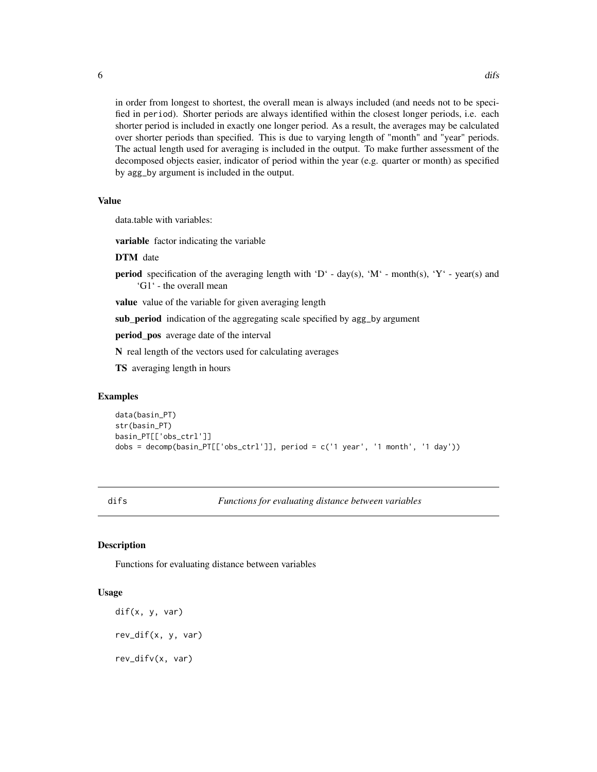in order from longest to shortest, the overall mean is always included (and needs not to be specified in period). Shorter periods are always identified within the closest longer periods, i.e. each shorter period is included in exactly one longer period. As a result, the averages may be calculated over shorter periods than specified. This is due to varying length of "month" and "year" periods. The actual length used for averaging is included in the output. To make further assessment of the decomposed objects easier, indicator of period within the year (e.g. quarter or month) as specified by agg_by argument is included in the output.

### Value

data.table with variables:

**variable** factor indicating the variable

**DTM** date

**period** specification of the averaging length with 'D' - day(s), 'M' - month(s), 'Y' - year(s) and 'G1' - the overall mean

**value** value of the variable for given averaging length

**sub_period** indication of the aggregating scale specified by agg_by argument

**period_pos** average date of the interval

**N** real length of the vectors used for calculating averages

**TS** averaging length in hours

### Examples

```
data(basin_PT)
str(basin_PT)
basin_PT[['obs_ctrl']]
dobs = decomp(basin_PT[['obs_ctrl']], period = c('1 year', '1 month', '1 day'))
```

---

## difs — *Functions for evaluating distance between variables*

### Description

Functions for evaluating distance between variables

### Usage

```
dif(x, y, var)

rev_dif(x, y, var)

rev_difv(x, var)
```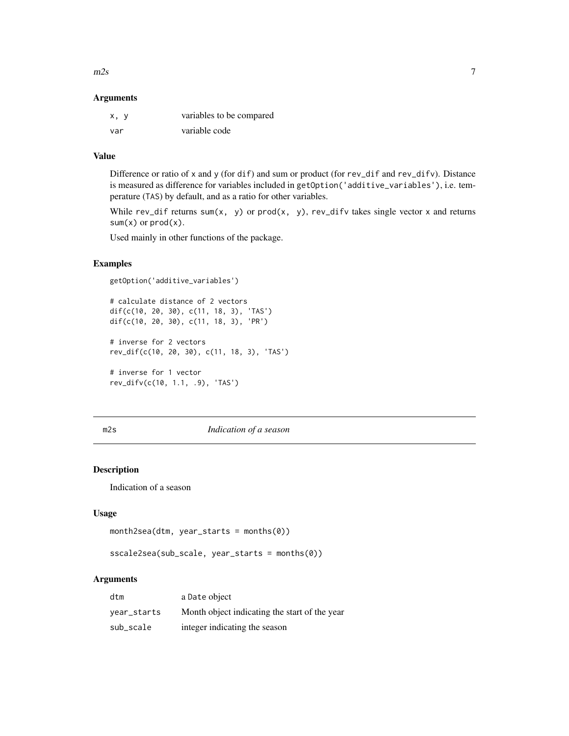### Arguments

| | |
|---|---|
| `x, y` | variables to be compared |
| `var` | variable code |

### Value

Difference or ratio of `x` and `y` (for `dif`) and sum or product (for `rev_dif` and `rev_difv`). Distance is measured as difference for variables included in `getOption('additive_variables')`, i.e. temperature (`TAS`) by default, and as a ratio for other variables.

While `rev_dif` returns `sum(x, y)` or `prod(x, y)`, `rev_difv` takes single vector `x` and returns `sum(x)` or `prod(x)`.

Used mainly in other functions of the package.

### Examples

```
getOption('additive_variables')

# calculate distance of 2 vectors
dif(c(10, 20, 30), c(11, 18, 3), 'TAS')
dif(c(10, 20, 30), c(11, 18, 3), 'PR')

# inverse for 2 vectors
rev_dif(c(10, 20, 30), c(11, 18, 3), 'TAS')

# inverse for 1 vector
rev_difv(c(10, 1.1, .9), 'TAS')
```

---

## m2s *Indication of a season*

### Description

Indication of a season

### Usage

```
month2sea(dtm, year_starts = months(0))

sscale2sea(sub_scale, year_starts = months(0))
```

### Arguments

| | |
|---|---|
| `dtm` | a `Date` object |
| `year_starts` | Month object indicating the start of the year |
| `sub_scale` | integer indicating the season |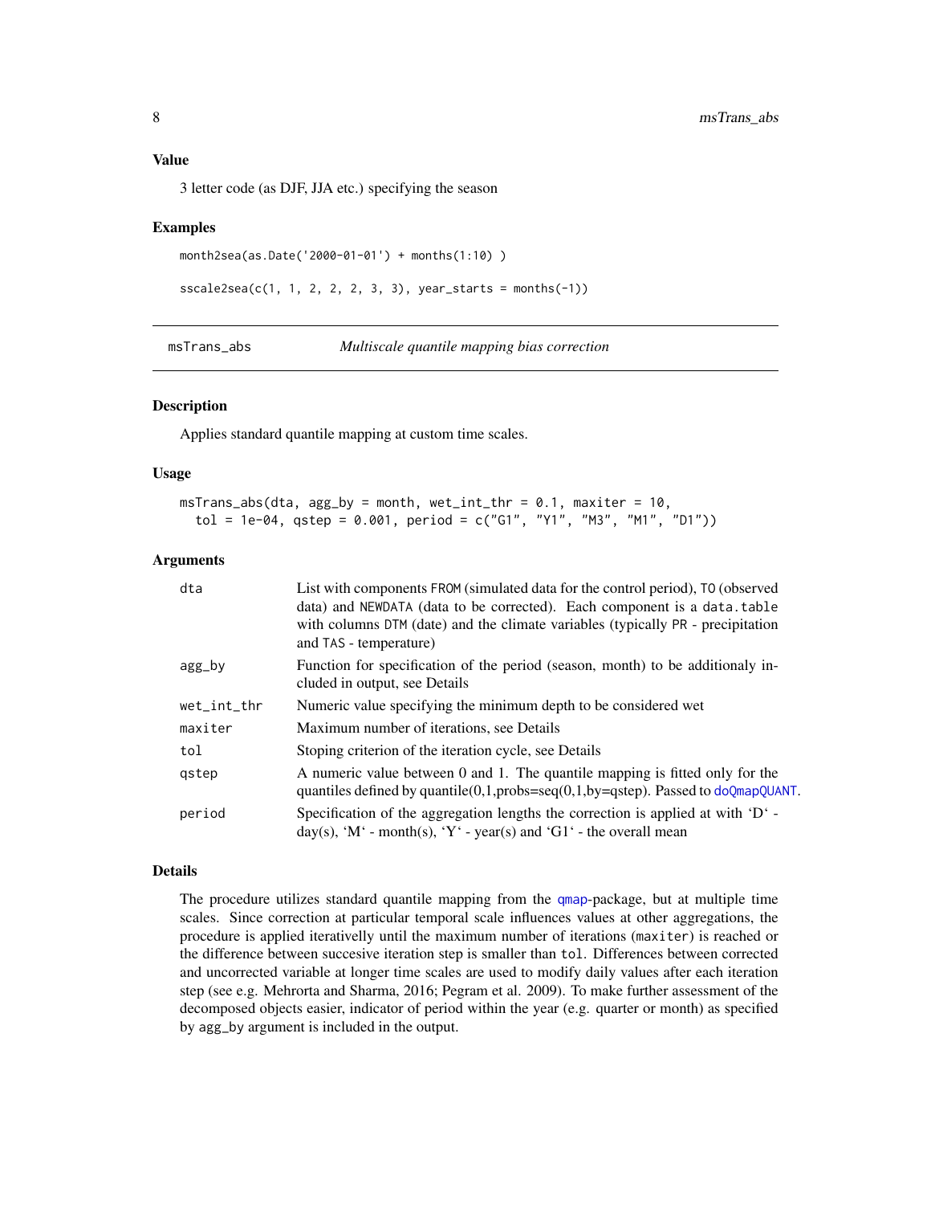### Value

3 letter code (as DJF, JJA etc.) specifying the season

### Examples

```
month2sea(as.Date('2000-01-01') + months(1:10) )

sscale2sea(c(1, 1, 2, 2, 2, 3, 3), year_starts = months(-1))
```

## msTrans_abs — *Multiscale quantile mapping bias correction*

### Description

Applies standard quantile mapping at custom time scales.

### Usage

```
msTrans_abs(dta, agg_by = month, wet_int_thr = 0.1, maxiter = 10,
  tol = 1e-04, qstep = 0.001, period = c("G1", "Y1", "M3", "M1", "D1"))
```

### Arguments

| Argument | Description |
|---|---|
| dta | List with components FROM (simulated data for the control period), TO (observed data) and NEWDATA (data to be corrected). Each component is a data.table with columns DTM (date) and the climate variables (typically PR - precipitation and TAS - temperature) |
| agg_by | Function for specification of the period (season, month) to be additionaly included in output, see Details |
| wet_int_thr | Numeric value specifying the minimum depth to be considered wet |
| maxiter | Maximum number of iterations, see Details |
| tol | Stoping criterion of the iteration cycle, see Details |
| qstep | A numeric value between 0 and 1. The quantile mapping is fitted only for the quantiles defined by quantile(0,1,probs=seq(0,1,by=qstep). Passed to doQmapQUANT. |
| period | Specification of the aggregation lengths the correction is applied at with 'D' - day(s), 'M' - month(s), 'Y' - year(s) and 'G1' - the overall mean |

### Details

The procedure utilizes standard quantile mapping from the qmap-package, but at multiple time scales. Since correction at particular temporal scale influences values at other aggregations, the procedure is applied iterativelly until the maximum number of iterations (maxiter) is reached or the difference between succesive iteration step is smaller than tol. Differences between corrected and uncorrected variable at longer time scales are used to modify daily values after each iteration step (see e.g. Mehrorta and Sharma, 2016; Pegram et al. 2009). To make further assessment of the decomposed objects easier, indicator of period within the year (e.g. quarter or month) as specified by agg_by argument is included in the output.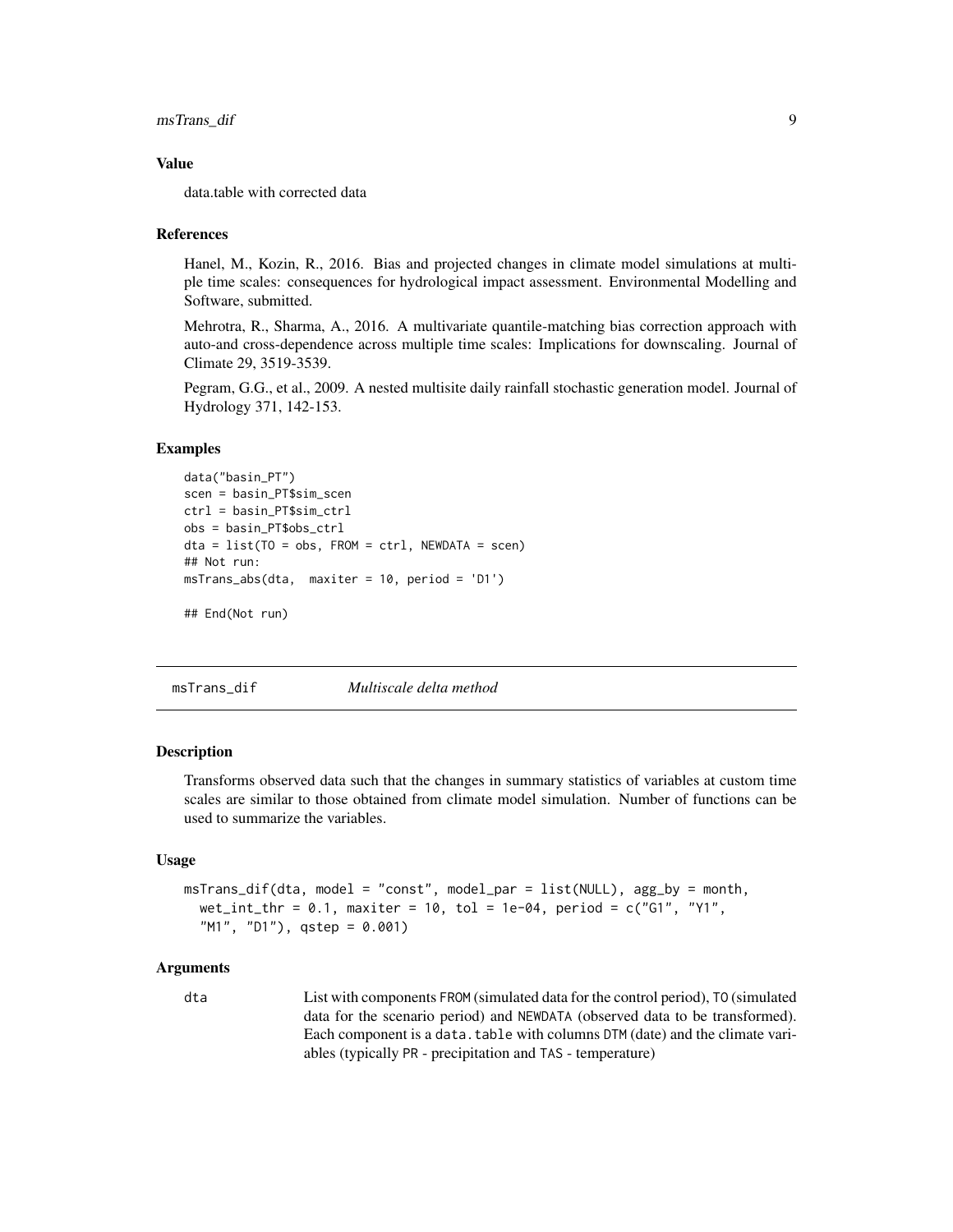### Value

data.table with corrected data

### References

Hanel, M., Kozin, R., 2016. Bias and projected changes in climate model simulations at multiple time scales: consequences for hydrological impact assessment. Environmental Modelling and Software, submitted.

Mehrotra, R., Sharma, A., 2016. A multivariate quantile-matching bias correction approach with auto-and cross-dependence across multiple time scales: Implications for downscaling. Journal of Climate 29, 3519-3539.

Pegram, G.G., et al., 2009. A nested multisite daily rainfall stochastic generation model. Journal of Hydrology 371, 142-153.

### Examples

```
data("basin_PT")
scen = basin_PT$sim_scen
ctrl = basin_PT$sim_ctrl
obs = basin_PT$obs_ctrl
dta = list(TO = obs, FROM = ctrl, NEWDATA = scen)
## Not run:
msTrans_abs(dta,  maxiter = 10, period = 'D1')

## End(Not run)
```

---

## msTrans_dif — *Multiscale delta method*

### Description

Transforms observed data such that the changes in summary statistics of variables at custom time scales are similar to those obtained from climate model simulation. Number of functions can be used to summarize the variables.

### Usage

```
msTrans_dif(dta, model = "const", model_par = list(NULL), agg_by = month,
  wet_int_thr = 0.1, maxiter = 10, tol = 1e-04, period = c("G1", "Y1",
  "M1", "D1"), qstep = 0.001)
```

### Arguments

| | |
|---|---|
| dta | List with components FROM (simulated data for the control period), TO (simulated data for the scenario period) and NEWDATA (observed data to be transformed). Each component is a data.table with columns DTM (date) and the climate variables (typically PR - precipitation and TAS - temperature) |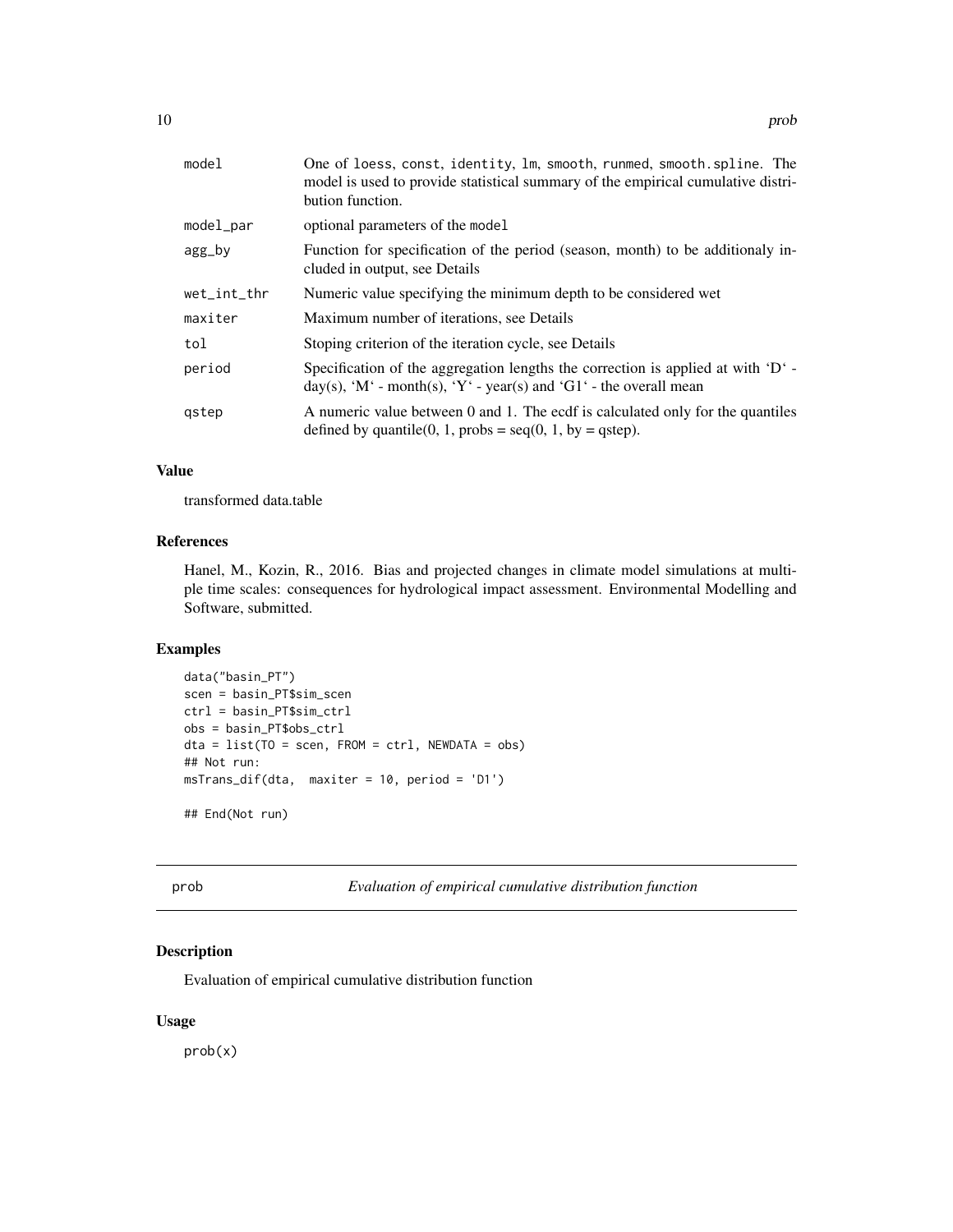| | |
|---|---|
| model | One of loess, const, identity, lm, smooth, runmed, smooth.spline. The model is used to provide statistical summary of the empirical cumulative distribution function. |
| model_par | optional parameters of the model |
| agg_by | Function for specification of the period (season, month) to be additionaly included in output, see Details |
| wet_int_thr | Numeric value specifying the minimum depth to be considered wet |
| maxiter | Maximum number of iterations, see Details |
| tol | Stoping criterion of the iteration cycle, see Details |
| period | Specification of the aggregation lengths the correction is applied at with 'D' - day(s), 'M' - month(s), 'Y' - year(s) and 'G1' - the overall mean |
| qstep | A numeric value between 0 and 1. The ecdf is calculated only for the quantiles defined by quantile(0, 1, probs = seq(0, 1, by = qstep). |

### Value

transformed data.table

### References

Hanel, M., Kozin, R., 2016. Bias and projected changes in climate model simulations at multiple time scales: consequences for hydrological impact assessment. Environmental Modelling and Software, submitted.

### Examples

```
data("basin_PT")
scen = basin_PT$sim_scen
ctrl = basin_PT$sim_ctrl
obs = basin_PT$obs_ctrl
dta = list(TO = scen, FROM = ctrl, NEWDATA = obs)
## Not run:
msTrans_dif(dta,  maxiter = 10, period = 'D1')

## End(Not run)
```

---

## prob — *Evaluation of empirical cumulative distribution function*

### Description

Evaluation of empirical cumulative distribution function

### Usage

```
prob(x)
```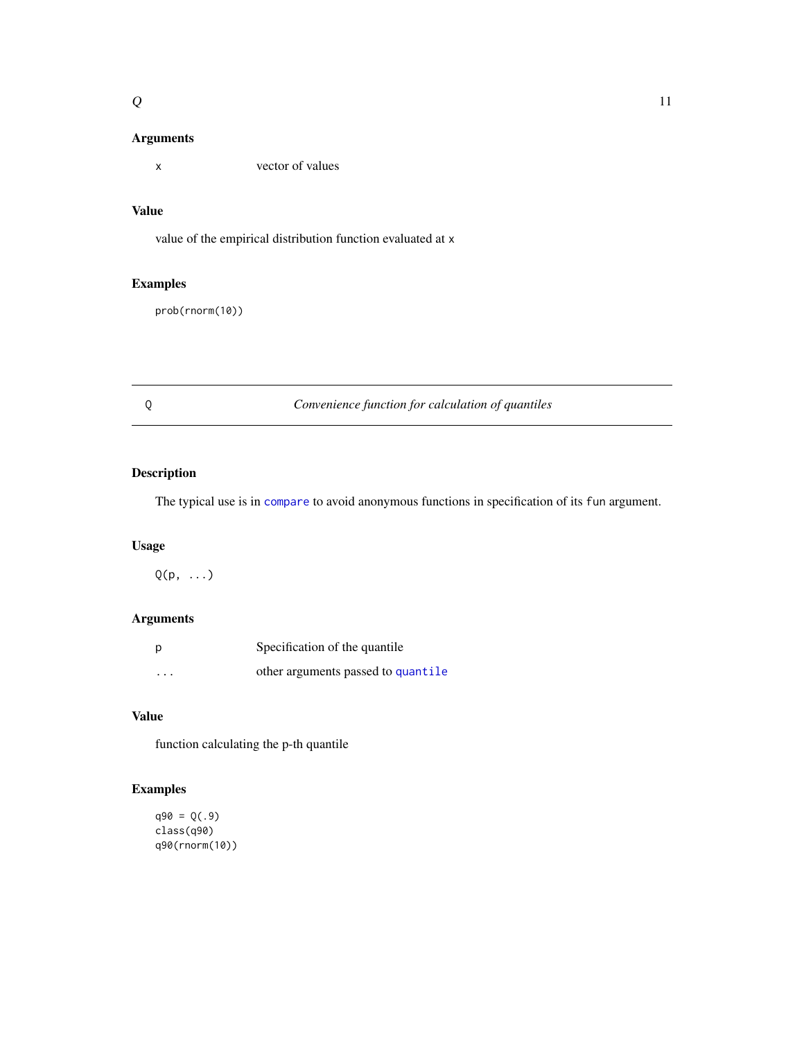### Arguments

| | |
|---|---|
| `x` | vector of values |

### Value

value of the empirical distribution function evaluated at `x`

### Examples

```
prob(rnorm(10))
```

---

## Q — *Convenience function for calculation of quantiles*

---

### Description

The typical use is in `compare` to avoid anonymous functions in specification of its `fun` argument.

### Usage

```
Q(p, ...)
```

### Arguments

| | |
|---|---|
| `p` | Specification of the quantile |
| `...` | other arguments passed to `quantile` |

### Value

function calculating the p-th quantile

### Examples

```
q90 = Q(.9)
class(q90)
q90(rnorm(10))
```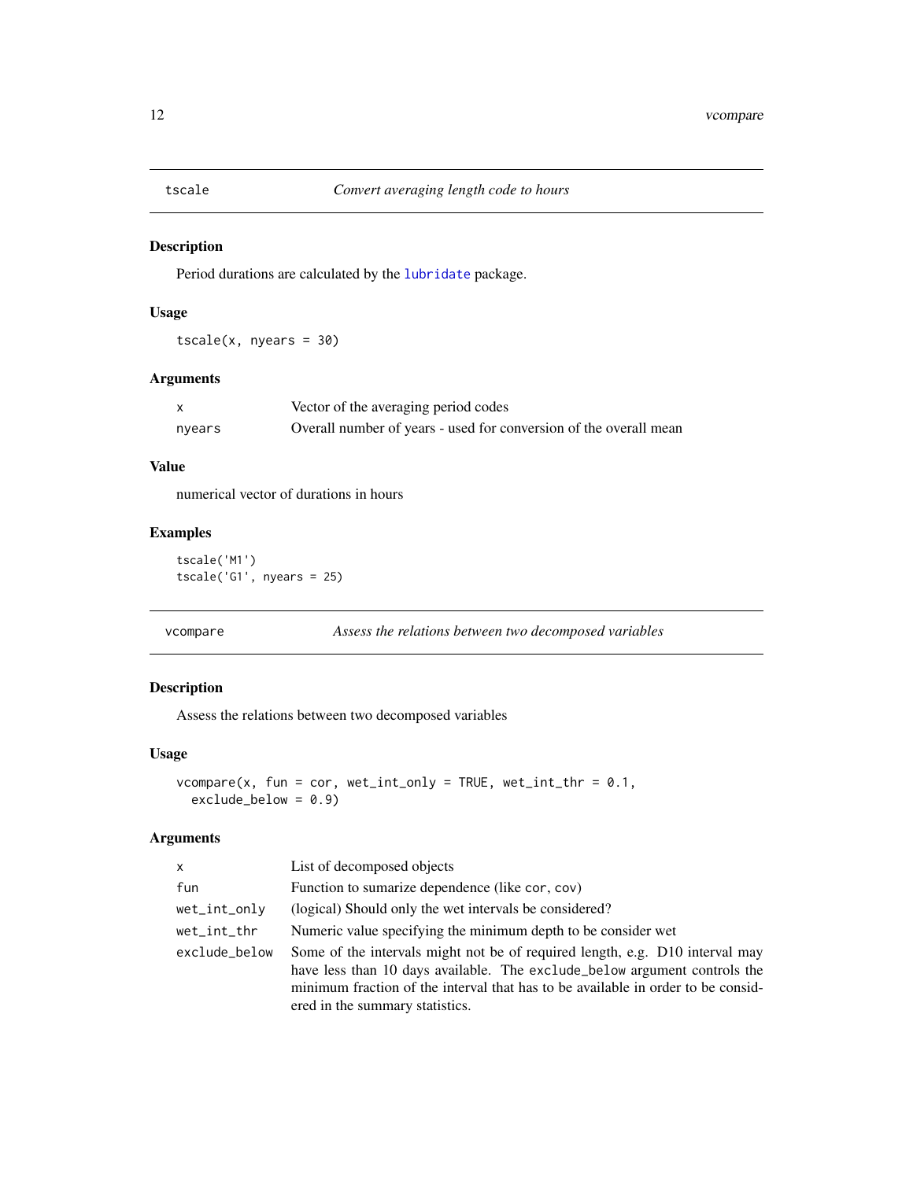## tscale — *Convert averaging length code to hours*

### Description

Period durations are calculated by the lubridate package.

### Usage

```
tscale(x, nyears = 30)
```

### Arguments

| | |
|---|---|
| x | Vector of the averaging period codes |
| nyears | Overall number of years - used for conversion of the overall mean |

### Value

numerical vector of durations in hours

### Examples

```
tscale('M1')
tscale('G1', nyears = 25)
```

## vcompare — *Assess the relations between two decomposed variables*

### Description

Assess the relations between two decomposed variables

### Usage

```
vcompare(x, fun = cor, wet_int_only = TRUE, wet_int_thr = 0.1,
  exclude_below = 0.9)
```

### Arguments

| | |
|---|---|
| x | List of decomposed objects |
| fun | Function to sumarize dependence (like cor, cov) |
| wet_int_only | (logical) Should only the wet intervals be considered? |
| wet_int_thr | Numeric value specifying the minimum depth to be consider wet |
| exclude_below | Some of the intervals might not be of required length, e.g. D10 interval may have less than 10 days available. The exclude_below argument controls the minimum fraction of the interval that has to be available in order to be considered in the summary statistics. |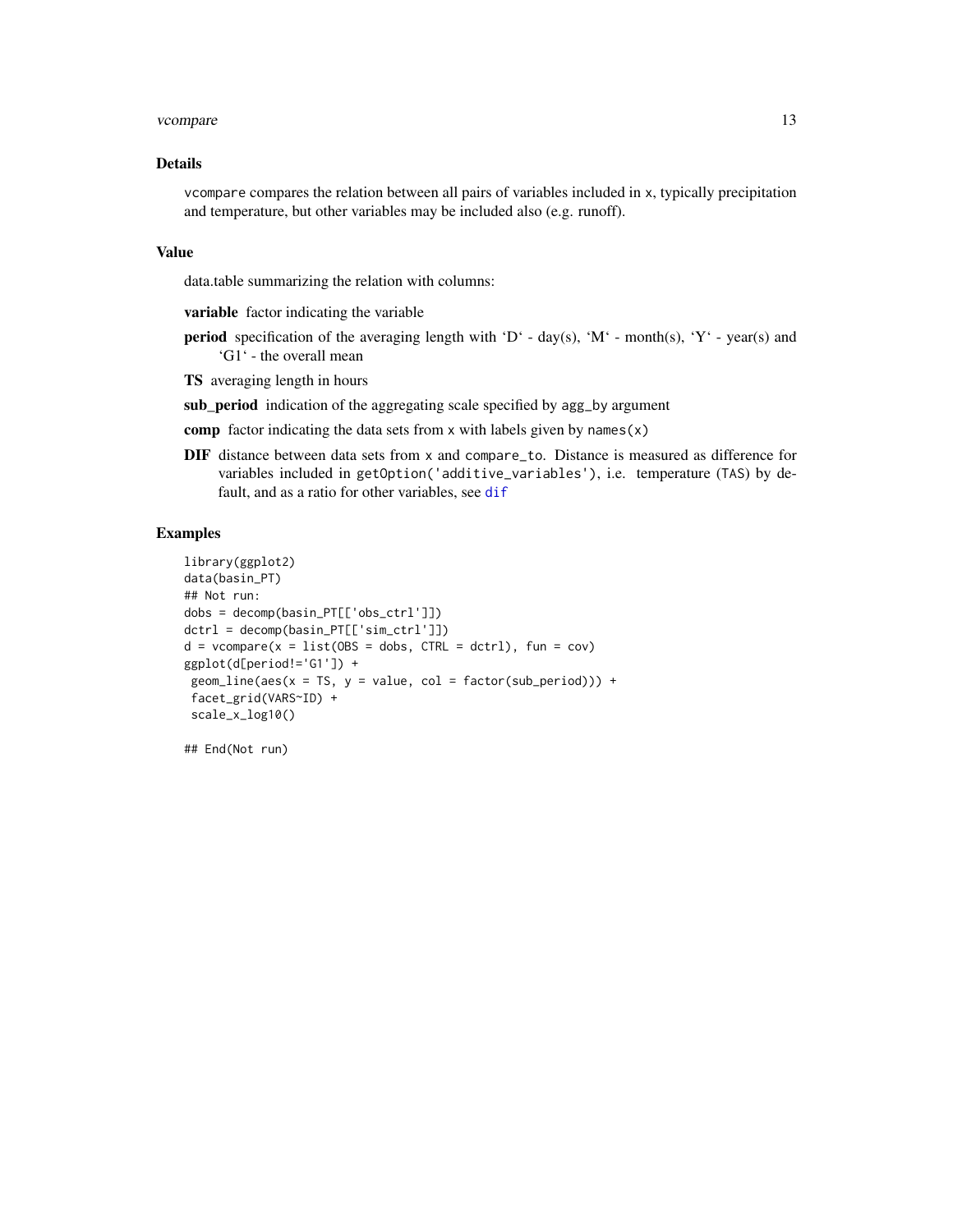### Details

vcompare compares the relation between all pairs of variables included in x, typically precipitation and temperature, but other variables may be included also (e.g. runoff).

### Value

data.table summarizing the relation with columns:

**variable** factor indicating the variable

**period** specification of the averaging length with 'D' - day(s), 'M' - month(s), 'Y' - year(s) and 'G1' - the overall mean

**TS** averaging length in hours

**sub_period** indication of the aggregating scale specified by agg_by argument

**comp** factor indicating the data sets from x with labels given by names(x)

**DIF** distance between data sets from x and compare_to. Distance is measured as difference for variables included in getOption('additive_variables'), i.e. temperature (TAS) by default, and as a ratio for other variables, see dif

### Examples

```
library(ggplot2)
data(basin_PT)
## Not run:
dobs = decomp(basin_PT[['obs_ctrl']])
dctrl = decomp(basin_PT[['sim_ctrl']])
d = vcompare(x = list(OBS = dobs, CTRL = dctrl), fun = cov)
ggplot(d[period!='G1']) +
 geom_line(aes(x = TS, y = value, col = factor(sub_period))) +
 facet_grid(VARS~ID) +
 scale_x_log10()

## End(Not run)
```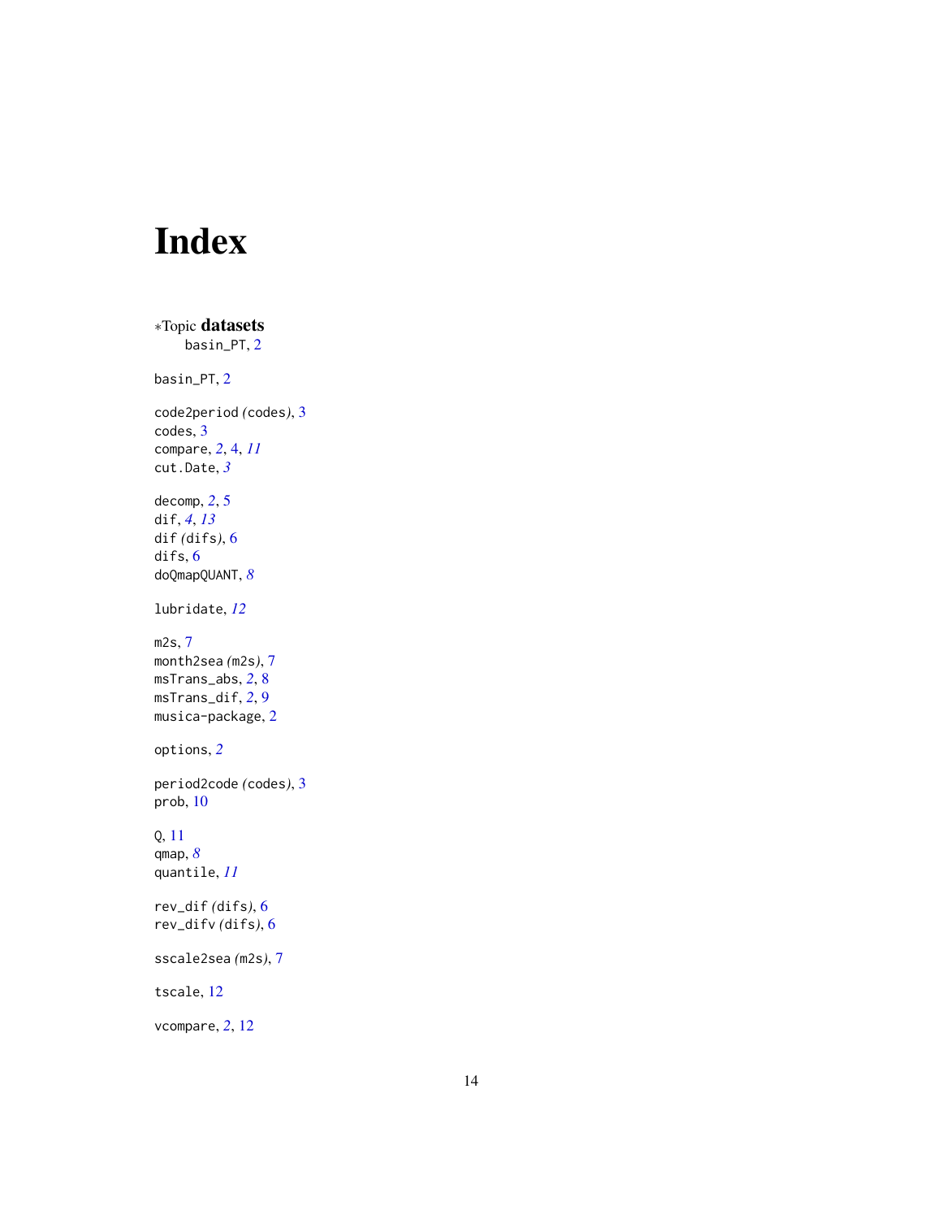# Index

∗Topic **datasets**
    basin_PT, 2

basin_PT, 2

code2period *(*codes*)*, 3
codes, 3
compare, *2*, 4, *11*
cut.Date, *3*

decomp, *2*, 5
dif, *4*, *13*
dif *(*difs*)*, 6
difs, 6
doQmapQUANT, *8*

lubridate, *12*

m2s, 7
month2sea *(*m2s*)*, 7
msTrans_abs, *2*, 8
msTrans_dif, *2*, 9
musica-package, 2

options, *2*

period2code *(*codes*)*, 3
prob, 10

Q, 11
qmap, *8*
quantile, *11*

rev_dif *(*difs*)*, 6
rev_difv *(*difs*)*, 6

sscale2sea *(*m2s*)*, 7

tscale, 12

vcompare, *2*, 12